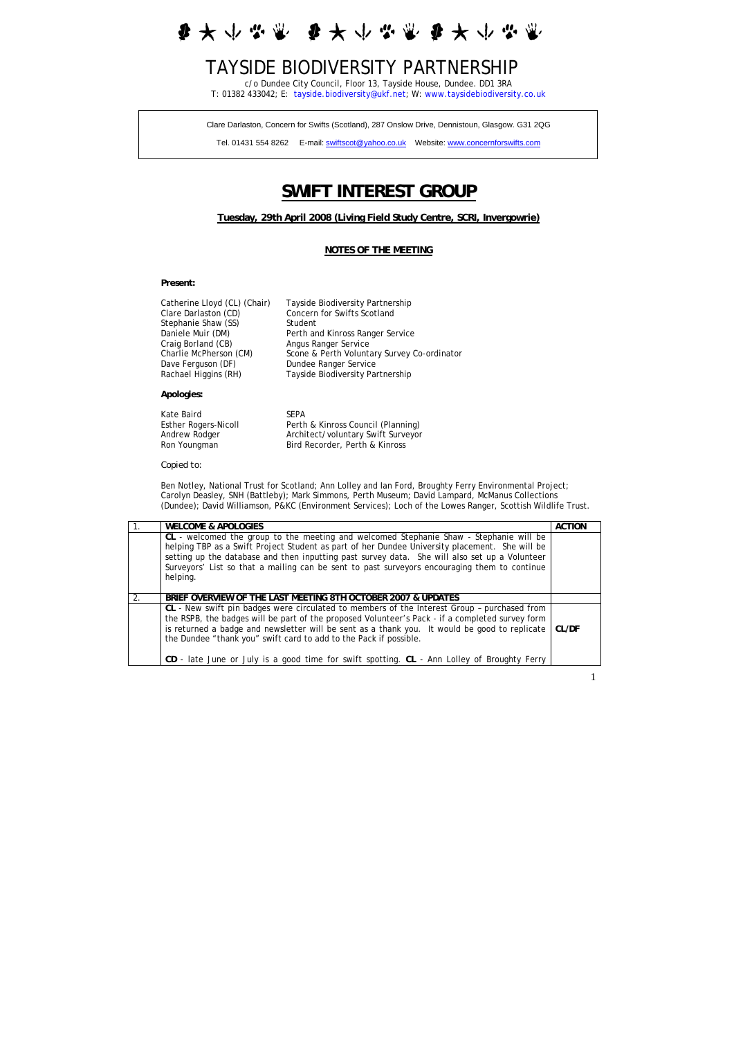# TAYSIDE BIODIVERSITY PARTNERSHIP

c/o Dundee City Council, Floor 13, Tayside House, Dundee. DD1 3RA
T: 01382 433042; E: tayside.biodiversity@ukf.net; W: www.taysidebiodiversity.co.uk

Clare Darlaston, Concern for Swifts (Scotland), 287 Onslow Drive, Dennistoun, Glasgow. G31 2QG

Tel. 01431 554 8262 E-mail: swiftscot@yahoo.co.uk Website: www.concernforswifts.com

## SWIFT INTEREST GROUP

**Tuesday, 29th April 2008 (Living Field Study Centre, SCRI, Invergowrie)**

### NOTES OF THE MEETING

**Present:**

| | |
|---|---|
| Catherine Lloyd (CL) (Chair) | Tayside Biodiversity Partnership |
| Clare Darlaston (CD) | Concern for Swifts Scotland |
| Stephanie Shaw (SS) | Student |
| Daniele Muir (DM) | Perth and Kinross Ranger Service |
| Craig Borland (CB) | Angus Ranger Service |
| Charlie McPherson (CM) | Scone & Perth Voluntary Survey Co-ordinator |
| Dave Ferguson (DF) | Dundee Ranger Service |
| Rachael Higgins (RH) | Tayside Biodiversity Partnership |

**Apologies:**

| | |
|---|---|
| Kate Baird | SEPA |
| Esther Rogers-Nicoll | Perth & Kinross Council (Planning) |
| Andrew Rodger | Architect/voluntary Swift Surveyor |
| Ron Youngman | Bird Recorder, Perth & Kinross |

Copied to:

Ben Notley, National Trust for Scotland; Ann Lolley and Ian Ford, Broughty Ferry Environmental Project; Carolyn Deasley, SNH (Battleby); Mark Simmons, Perth Museum; David Lampard, McManus Collections (Dundee); David Williamson, P&KC (Environment Services); Loch of the Lowes Ranger, Scottish Wildlife Trust.

| | | ACTION |
|---|---|---|
| 1. | **WELCOME & APOLOGIES** | |
| | **CL** - welcomed the group to the meeting and welcomed Stephanie Shaw - Stephanie will be helping TBP as a Swift Project Student as part of her Dundee University placement. She will be setting up the database and then inputting past survey data. She will also set up a Volunteer Surveyors' List so that a mailing can be sent to past surveyors encouraging them to continue helping. | |
| 2. | **BRIEF OVERVIEW OF THE LAST MEETING 8TH OCTOBER 2007 & UPDATES** | |
| | **CL** - New swift pin badges were circulated to members of the Interest Group – purchased from the RSPB, the badges will be part of the proposed Volunteer's Pack - if a completed survey form is returned a badge and newsletter will be sent as a thank you. It would be good to replicate the Dundee "thank you" swift card to add to the Pack if possible.<br><br>**CD** - late June or July is a good time for swift spotting. **CL** - Ann Lolley of Broughty Ferry | **CL/DF** |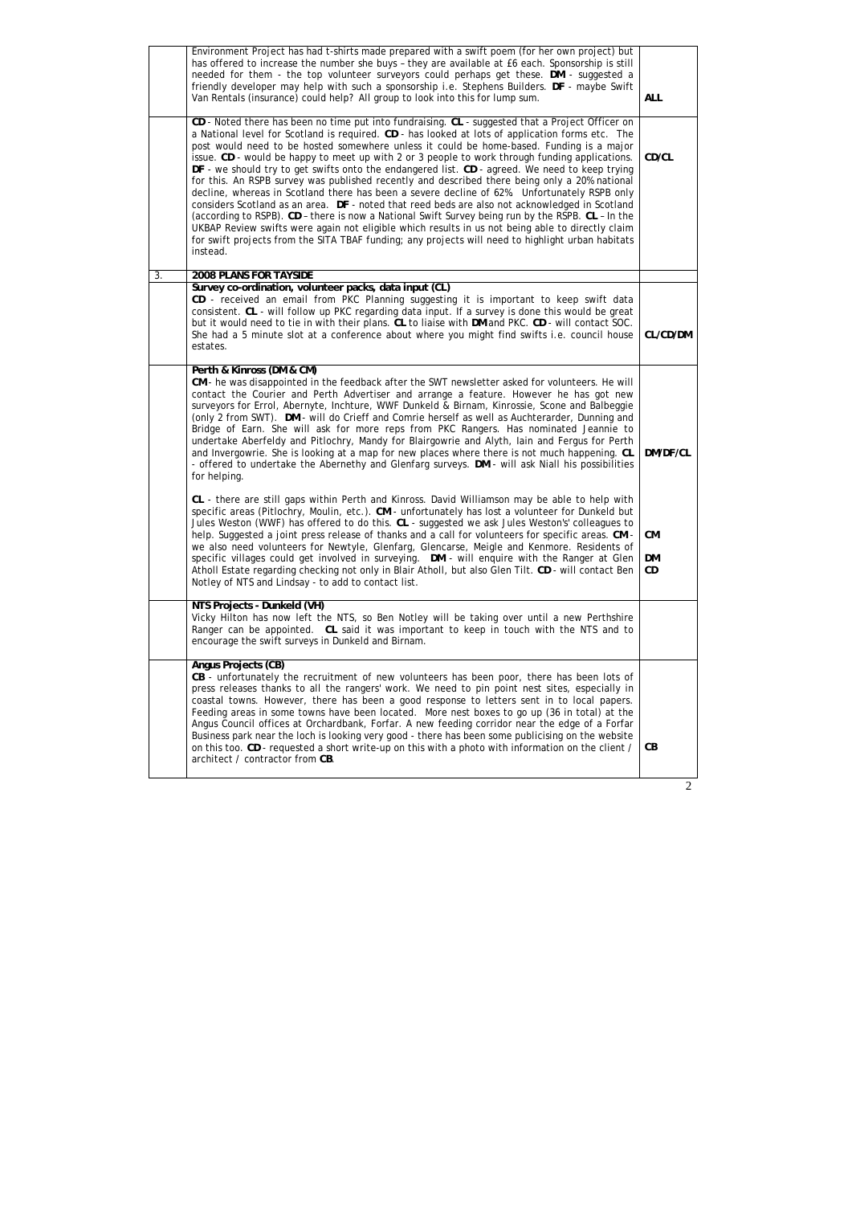| | | |
|---|---|---|
| | Environment Project has had t-shirts made prepared with a swift poem (for her own project) but has offered to increase the number she buys – they are available at £6 each. Sponsorship is still needed for them - the top volunteer surveyors could perhaps get these. **DM** - suggested a friendly developer may help with such a sponsorship i.e. Stephens Builders. **DF** - maybe Swift Van Rentals (insurance) could help? All group to look into this for lump sum. | **ALL** |
| | **CD** - Noted there has been no time put into fundraising. **CL** - suggested that a Project Officer on a National level for Scotland is required. **CD** - has looked at lots of application forms etc. The post would need to be hosted somewhere unless it could be home-based. Funding is a major issue. **CD** - would be happy to meet up with 2 or 3 people to work through funding applications. **DF** - we should try to get swifts onto the endangered list. **CD** - agreed. We need to keep trying for this. An RSPB survey was published recently and described there being only a 20% national decline, whereas in Scotland there has been a severe decline of 62% Unfortunately RSPB only considers Scotland as an area. **DF** - noted that reed beds are also not acknowledged in Scotland (according to RSPB). **CD** – there is now a National Swift Survey being run by the RSPB. **CL** – In the UKBAP Review swifts were again not eligible which results in us not being able to directly claim for swift projects from the SITA TBAF funding; any projects will need to highlight urban habitats instead. | **CD/CL** |
| 3. | **2008 PLANS FOR TAYSIDE** | |
| | **Survey co-ordination, volunteer packs, data input (CL)**<br>**CD** - received an email from PKC Planning suggesting it is important to keep swift data consistent. **CL** - will follow up PKC regarding data input. If a survey is done this would be great but it would need to tie in with their plans. **CL** to liaise with **DM** and PKC. **CD** - will contact SOC. She had a 5 minute slot at a conference about where you might find swifts i.e. council house estates. | **CL/CD/DM** |
| | **Perth & Kinross (DM & CM)**<br>**CM** - he was disappointed in the feedback after the SWT newsletter asked for volunteers. He will contact the Courier and Perth Advertiser and arrange a feature. However he has got new surveyors for Errol, Abernyte, Inchture, WWF Dunkeld & Birnam, Kinrossie, Scone and Balbeggie (only 2 from SWT). **DM** - will do Crieff and Comrie herself as well as Auchterarder, Dunning and Bridge of Earn. She will ask for more reps from PKC Rangers. Has nominated Jeannie to undertake Aberfeldy and Pitlochry, Mandy for Blairgowrie and Alyth, Iain and Fergus for Perth and Invergowrie. She is looking at a map for new places where there is not much happening. **CL** - offered to undertake the Abernethy and Glenfarg surveys. **DM** - will ask Niall his possibilities for helping. | **DM/DF/CL** |
| | **CL** - there are still gaps within Perth and Kinross. David Williamson may be able to help with specific areas (Pitlochry, Moulin, etc.). **CM** - unfortunately has lost a volunteer for Dunkeld but Jules Weston (WWF) has offered to do this. **CL** - suggested we ask Jules Weston's' colleagues to help. Suggested a joint press release of thanks and a call for volunteers for specific areas. **CM** - we also need volunteers for Newtyle, Glenfarg, Glencarse, Meigle and Kenmore. Residents of specific villages could get involved in surveying. **DM** - will enquire with the Ranger at Glen Atholl Estate regarding checking not only in Blair Atholl, but also Glen Tilt. **CD** - will contact Ben Notley of NTS and Lindsay - to add to contact list. | **CM**<br><br>**DM**<br>**CD** |
| | **NTS Projects - Dunkeld (VH)**<br>Vicky Hilton has now left the NTS, so Ben Notley will be taking over until a new Perthshire Ranger can be appointed. **CL** said it was important to keep in touch with the NTS and to encourage the swift surveys in Dunkeld and Birnam. | |
| | **Angus Projects (CB)**<br>**CB** - unfortunately the recruitment of new volunteers has been poor, there has been lots of press releases thanks to all the rangers' work. We need to pin point nest sites, especially in coastal towns. However, there has been a good response to letters sent in to local papers. Feeding areas in some towns have been located. More nest boxes to go up (36 in total) at the Angus Council offices at Orchardbank, Forfar. A new feeding corridor near the edge of a Forfar Business park near the loch is looking very good - there has been some publicising on the website on this too. **CD** - requested a short write-up on this with a photo with information on the client / architect / contractor from **CB**. | **CB** |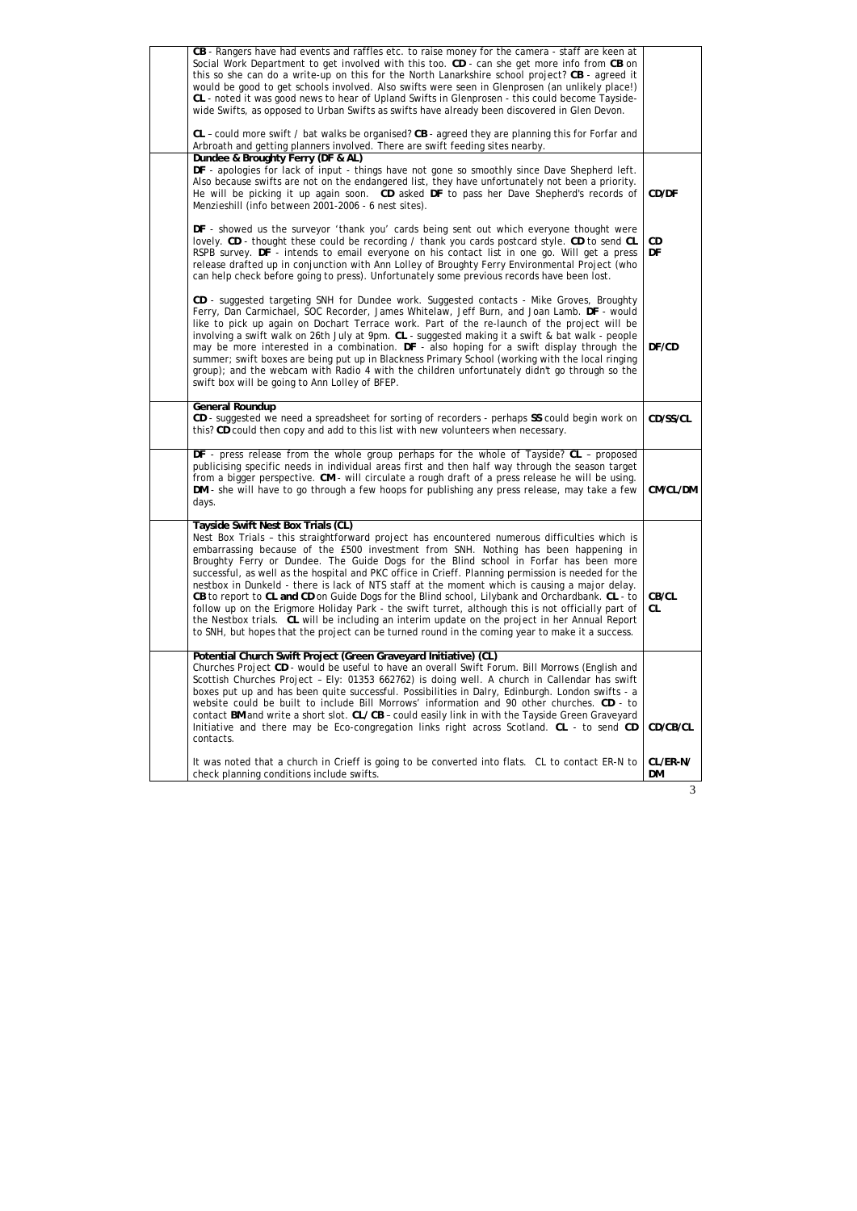| | | |
|---|---|---|
| | **CB** - Rangers have had events and raffles etc. to raise money for the camera - staff are keen at Social Work Department to get involved with this too. **CD** - can she get more info from **CB** on this so she can do a write-up on this for the North Lanarkshire school project? **CB** - agreed it would be good to get schools involved. Also swifts were seen in Glenprosen (an unlikely place!) **CL** - noted it was good news to hear of Upland Swifts in Glenprosen - this could become Tayside-wide Swifts, as opposed to Urban Swifts as swifts have already been discovered in Glen Devon.<br><br>**CL** – could more swift / bat walks be organised? **CB** - agreed they are planning this for Forfar and Arbroath and getting planners involved. There are swift feeding sites nearby. | |
| | **Dundee & Broughty Ferry (DF & AL)**<br>**DF** - apologies for lack of input - things have not gone so smoothly since Dave Shepherd left. Also because swifts are not on the endangered list, they have unfortunately not been a priority. He will be picking it up again soon. **CD** asked **DF** to pass her Dave Shepherd's records of Menzieshill (info between 2001-2006 - 6 nest sites).<br><br>**DF** - showed us the surveyor 'thank you' cards being sent out which everyone thought were lovely. **CD** - thought these could be recording / thank you cards postcard style. **CD** to send **CL** RSPB survey. **DF** - intends to email everyone on his contact list in one go. Will get a press release drafted up in conjunction with Ann Lolley of Broughty Ferry Environmental Project (who can help check before going to press). Unfortunately some previous records have been lost.<br><br>**CD** - suggested targeting SNH for Dundee work. Suggested contacts - Mike Groves, Broughty Ferry, Dan Carmichael, SOC Recorder, James Whitelaw, Jeff Burn, and Joan Lamb. **DF** - would like to pick up again on Dochart Terrace work. Part of the re-launch of the project will be involving a swift walk on 26th July at 9pm. **CL** - suggested making it a swift & bat walk - people may be more interested in a combination. **DF** - also hoping for a swift display through the summer; swift boxes are being put up in Blackness Primary School (working with the local ringing group); and the webcam with Radio 4 with the children unfortunately didn't go through so the swift box will be going to Ann Lolley of BFEP. | **CD/DF**<br><br>**CD**<br>**DF**<br><br>**DF/CD** |
| | **General Roundup**<br>**CD** - suggested we need a spreadsheet for sorting of recorders - perhaps **SS** could begin work on this? **CD** could then copy and add to this list with new volunteers when necessary. | **CD/SS/CL** |
| | **DF** - press release from the whole group perhaps for the whole of Tayside? **CL** – proposed publicising specific needs in individual areas first and then half way through the season target from a bigger perspective. **CM** - will circulate a rough draft of a press release he will be using. **DM** - she will have to go through a few hoops for publishing any press release, may take a few days. | **CM/CL/DM** |
| | **Tayside Swift Nest Box Trials (CL)**<br>Nest Box Trials – this straightforward project has encountered numerous difficulties which is embarrassing because of the £500 investment from SNH. Nothing has been happening in Broughty Ferry or Dundee. The Guide Dogs for the Blind school in Forfar has been more successful, as well as the hospital and PKC office in Crieff. Planning permission is needed for the nestbox in Dunkeld - there is lack of NTS staff at the moment which is causing a major delay. **CB** to report to **CL and CD** on Guide Dogs for the Blind school, Lilybank and Orchardbank. **CL** - to follow up on the Erigmore Holiday Park - the swift turret, although this is not officially part of the Nestbox trials. **CL** will be including an interim update on the project in her Annual Report to SNH, but hopes that the project can be turned round in the coming year to make it a success. | **CB/CL**<br>**CL** |
| | **Potential Church Swift Project (Green Graveyard Initiative) (CL)**<br>Churches Project **CD** - would be useful to have an overall Swift Forum. Bill Morrows (English and Scottish Churches Project – Ely: 01353 662762) is doing well. A church in Callendar has swift boxes put up and has been quite successful. Possibilities in Dalry, Edinburgh. London swifts - a website could be built to include Bill Morrows' information and 90 other churches. **CD** - to contact **BM** and write a short slot. **CL/ CB** – could easily link in with the Tayside Green Graveyard Initiative and there may be Eco-congregation links right across Scotland. **CL** - to send **CD** contacts.<br><br>It was noted that a church in Crieff is going to be converted into flats. CL to contact ER-N to check planning conditions include swifts. | **CD/CB/CL**<br><br>**CL/ER-N/ DM** |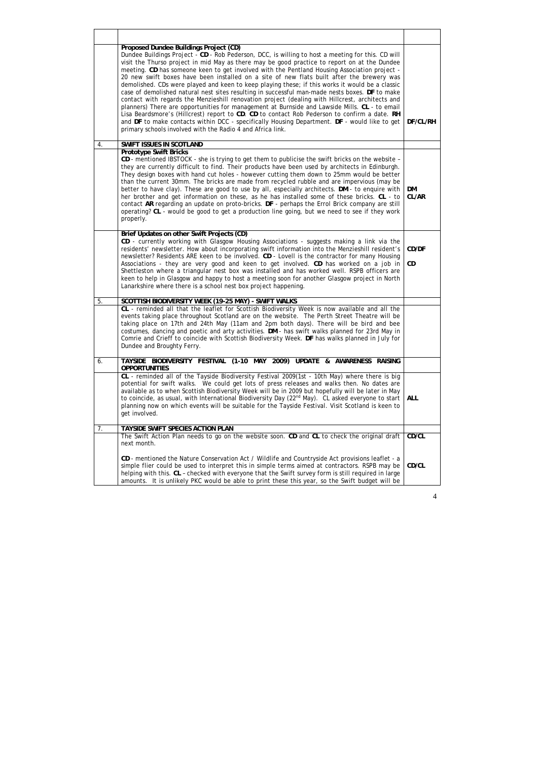| | | |
|---|---|---|
| | | |
| | **Proposed Dundee Buildings Project (CD)**<br>Dundee Buildings Project - **CD** - Rob Pederson, DCC, is willing to host a meeting for this. CD will visit the Thurso project in mid May as there may be good practice to report on at the Dundee meeting. **CD** has someone keen to get involved with the Pentland Housing Association project - 20 new swift boxes have been installed on a site of new flats built after the brewery was demolished. CDs were played and keen to keep playing these; if this works it would be a classic case of demolished natural nest sites resulting in successful man-made nests boxes. **DF** to make contact with regards the Menzieshill renovation project (dealing with Hillcrest, architects and planners) There are opportunities for management at Burnside and Lawside Mills. **CL** - to email Lisa Beardsmore's (Hillcrest) report to **CD**. **CD** to contact Rob Pederson to confirm a date. **RH** and **DF** to make contacts within DCC - specifically Housing Department. **DF** - would like to get primary schools involved with the Radio 4 and Africa link. | **DF/CL/RH** |
| 4. | **SWIFT ISSUES IN SCOTLAND** | |
| | **Prototype Swift Bricks**<br>**CD** - mentioned IBSTOCK - she is trying to get them to publicise the swift bricks on the website – they are currently difficult to find. Their products have been used by architects in Edinburgh. They design boxes with hand cut holes - however cutting them down to 25mm would be better than the current 30mm. The bricks are made from recycled rubble and are impervious (may be better to have clay). These are good to use by all, especially architects. **DM** - to enquire with her brother and get information on these, as he has installed some of these bricks. **CL** - to contact **AR** regarding an update on proto-bricks. **DF** - perhaps the Errol Brick company are still operating? **CL** - would be good to get a production line going, but we need to see if they work properly. | **DM**<br>**CL/AR** |
| | **Brief Updates on other Swift Projects (CD)**<br>**CD** - currently working with Glasgow Housing Associations - suggests making a link via the residents' newsletter. How about incorporating swift information into the Menzieshill resident's newsletter? Residents ARE keen to be involved. **CD** - Lovell is the contractor for many Housing Associations - they are very good and keen to get involved. **CD** has worked on a job in Shettleston where a triangular nest box was installed and has worked well. RSPB officers are keen to help in Glasgow and happy to host a meeting soon for another Glasgow project in North Lanarkshire where there is a school nest box project happening. | **CD/DF**<br>**CD** |
| 5. | **SCOTTISH BIODIVERSITY WEEK (19-25 MAY) - SWIFT WALKS** | |
| | **CL** - reminded all that the leaflet for Scottish Biodiversity Week is now available and all the events taking place throughout Scotland are on the website. The Perth Street Theatre will be taking place on 17th and 24th May (11am and 2pm both days). There will be bird and bee costumes, dancing and poetic and arty activities. **DM** - has swift walks planned for 23rd May in Comrie and Crieff to coincide with Scottish Biodiversity Week. **DF** has walks planned in July for Dundee and Broughty Ferry. | |
| 6. | **TAYSIDE BIODIVERSITY FESTIVAL (1-10 MAY 2009) UPDATE & AWARENESS RAISING OPPORTUNITIES** | |
| | **CL** - reminded all of the Tayside Biodiversity Festival 2009(1st - 10th May) where there is big potential for swift walks. We could get lots of press releases and walks then. No dates are available as to when Scottish Biodiversity Week will be in 2009 but hopefully will be later in May to coincide, as usual, with International Biodiversity Day (22nd May). CL asked everyone to start planning now on which events will be suitable for the Tayside Festival. Visit Scotland is keen to get involved. | **ALL** |
| 7. | **TAYSIDE SWIFT SPECIES ACTION PLAN** | |
| | The Swift Action Plan needs to go on the website soon. **CD** and **CL** to check the original draft next month.<br><br>**CD** - mentioned the Nature Conservation Act / Wildlife and Countryside Act provisions leaflet - a simple flier could be used to interpret this in simple terms aimed at contractors. RSPB may be helping with this. **CL** – checked with everyone that the Swift survey form is still required in large amounts. It is unlikely PKC would be able to print these this year, so the Swift budget will be | **CD/CL**<br><br>**CD/CL** |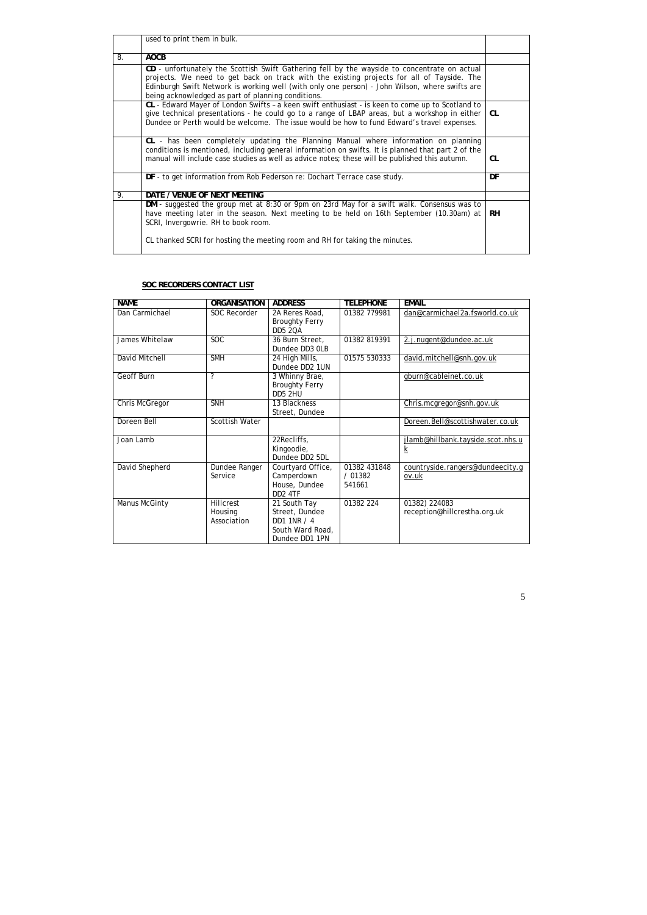| | | |
|---|---|---|
| | used to print them in bulk. | |
| 8. | **AOCB** | |
| | **CD** - unfortunately the Scottish Swift Gathering fell by the wayside to concentrate on actual projects. We need to get back on track with the existing projects for all of Tayside. The Edinburgh Swift Network is working well (with only one person) - John Wilson, where swifts are being acknowledged as part of planning conditions. | |
| | **CL** - Edward Mayer of London Swifts – a keen swift enthusiast - is keen to come up to Scotland to give technical presentations - he could go to a range of LBAP areas, but a workshop in either Dundee or Perth would be welcome. The issue would be how to fund Edward's travel expenses. | **CL** |
| | **CL** - has been completely updating the Planning Manual where information on planning conditions is mentioned, including general information on swifts. It is planned that part 2 of the manual will include case studies as well as advice notes; these will be published this autumn. | **CL** |
| | **DF** - to get information from Rob Pederson re: Dochart Terrace case study. | **DF** |
| 9. | **DATE / VENUE OF NEXT MEETING** | |
| | **DM** - suggested the group met at 8:30 or 9pm on 23rd May for a swift walk. Consensus was to have meeting later in the season. Next meeting to be held on 16th September (10.30am) at SCRI, Invergowrie. RH to book room.<br><br>CL thanked SCRI for hosting the meeting room and RH for taking the minutes. | **RH** |

**SOC RECORDERS CONTACT LIST**

| NAME | ORGANISATION | ADDRESS | TELEPHONE | EMAIL |
|---|---|---|---|---|
| Dan Carmichael | SOC Recorder | 2A Reres Road, Broughty Ferry DD5 2QA | 01382 779981 | dan@carmichael2a.fsworld.co.uk |
| James Whitelaw | SOC | 36 Burn Street, Dundee DD3 0LB | 01382 819391 | 2.j.nugent@dundee.ac.uk |
| David Mitchell | SMH | 24 High Mills, Dundee DD2 1UN | 01575 530333 | david.mitchell@snh.gov.uk |
| Geoff Burn | ? | 3 Whinny Brae, Broughty Ferry DD5 2HU | | gburn@cableinet.co.uk |
| Chris McGregor | SNH | 13 Blackness Street, Dundee | | Chris.mcgregor@snh.gov.uk |
| Doreen Bell | Scottish Water | | | Doreen.Bell@scottishwater.co.uk |
| Joan Lamb | | 22Recliffs, Kingoodie, Dundee DD2 5DL | | jlamb@hillbank.tayside.scot.nhs.uk |
| David Shepherd | Dundee Ranger Service | Courtyard Office, Camperdown House, Dundee DD2 4TF | 01382 431848 / 01382 541661 | countryside.rangers@dundeecity.gov.uk |
| Manus McGinty | Hillcrest Housing Association | 21 South Tay Street, Dundee DD1 1NR / 4 South Ward Road, Dundee DD1 1PN | 01382 224 | 01382) 224083 reception@hillcrestha.org.uk |